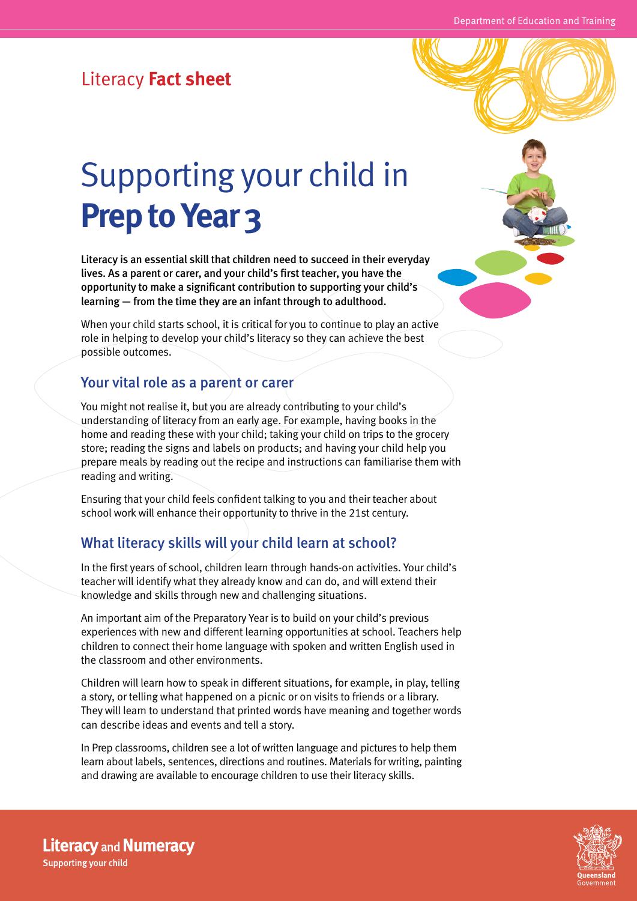Literacy **Fact sheet**

# Supporting your child in **Prep to Year 3**

**Literacy is an essential skill that children need to succeed in their everyday lives. As a parent or carer, and your child's first teacher, you have the opportunity to make a significant contribution to supporting your child's learning — from the time they are an infant through to adulthood.**

When your child starts school, it is critical for you to continue to play an active role in helping to develop your child's literacy so they can achieve the best possible outcomes.

## Your vital role as a parent or carer

You might not realise it, but you are already contributing to your child's understanding of literacy from an early age. For example, having books in the home and reading these with your child; taking your child on trips to the grocery store; reading the signs and labels on products; and having your child help you prepare meals by reading out the recipe and instructions can familiarise them with reading and writing.

Ensuring that your child feels confident talking to you and their teacher about school work will enhance their opportunity to thrive in the 21st century.

## What literacy skills will your child learn at school?

In the first years of school, children learn through hands-on activities. Your child's teacher will identify what they already know and can do, and will extend their knowledge and skills through new and challenging situations.

An important aim of the Preparatory Year is to build on your child's previous experiences with new and different learning opportunities at school. Teachers help children to connect their home language with spoken and written English used in the classroom and other environments.

Children will learn how to speak in different situations, for example, in play, telling a story, or telling what happened on a picnic or on visits to friends or a library. They will learn to understand that printed words have meaning and together words can describe ideas and events and tell a story.

In Prep classrooms, children see a lot of written language and pictures to help them learn about labels, sentences, directions and routines. Materials for writing, painting and drawing are available to encourage children to use their literacy skills.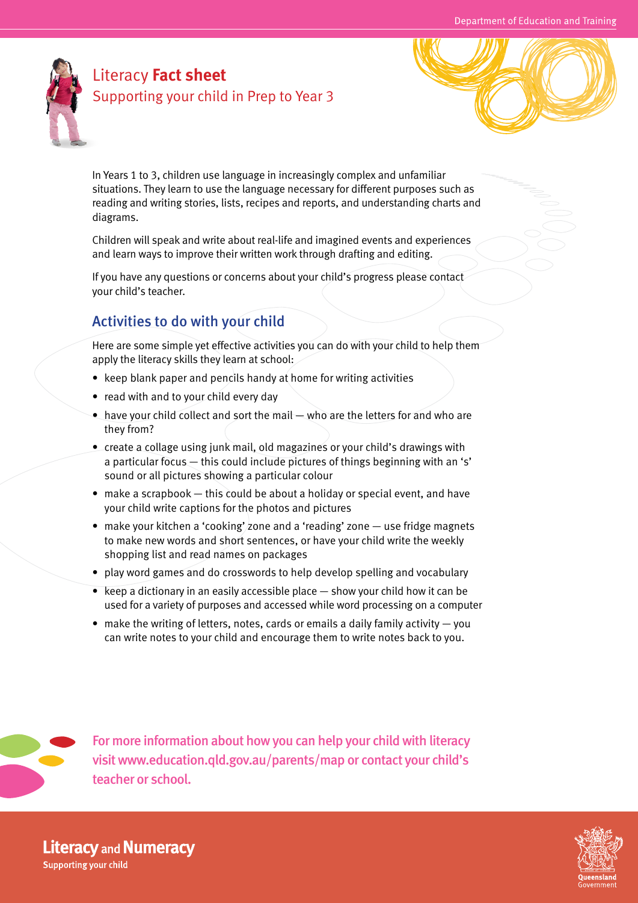# Literacy **Fact sheet**

## Supporting your child in Prep to Year 3

In Years 1 to 3, children use language in increasingly complex and unfamiliar situations. They learn to use the language necessary for different purposes such as reading and writing stories, lists, recipes and reports, and understanding charts and diagrams.

Children will speak and write about real-life and imagined events and experiences and learn ways to improve their written work through drafting and editing.

If you have any questions or concerns about your child's progress please contact your child's teacher.

## Activities to do with your child

Here are some simple yet effective activities you can do with your child to help them apply the literacy skills they learn at school:

- keep blank paper and pencils handy at home for writing activities
- read with and to your child every day
- have your child collect and sort the mail — who are the letters for and who are they from?
- create a collage using junk mail, old magazines or your child's drawings with a particular focus — this could include pictures of things beginning with an 's' sound or all pictures showing a particular colour
- make a scrapbook — this could be about a holiday or special event, and have your child write captions for the photos and pictures
- make your kitchen a 'cooking' zone and a 'reading' zone — use fridge magnets to make new words and short sentences, or have your child write the weekly shopping list and read names on packages
- play word games and do crosswords to help develop spelling and vocabulary
- keep a dictionary in an easily accessible place — show your child how it can be used for a variety of purposes and accessed while word processing on a computer
- make the writing of letters, notes, cards or emails a daily family activity — you can write notes to your child and encourage them to write notes back to you.

For more information about how you can help your child with literacy visit www.education.qld.gov.au/parents/map or contact your child's teacher or school.